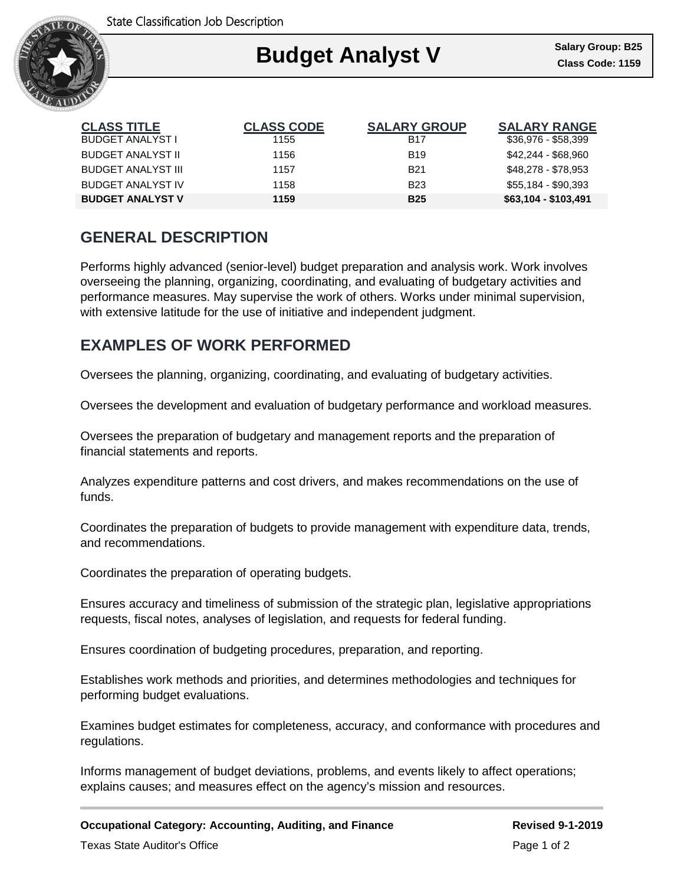State Classification Job Description

# Budget Analyst V

**Salary Group: B25**
**Class Code: 1159**

| CLASS TITLE | CLASS CODE | SALARY GROUP | SALARY RANGE |
|---|---|---|---|
| BUDGET ANALYST I | 1155 | B17 | $36,976 - $58,399 |
| BUDGET ANALYST II | 1156 | B19 | $42,244 - $68,960 |
| BUDGET ANALYST III | 1157 | B21 | $48,278 - $78,953 |
| BUDGET ANALYST IV | 1158 | B23 | $55,184 - $90,393 |
| **BUDGET ANALYST V** | **1159** | **B25** | **$63,104 - $103,491** |

## GENERAL DESCRIPTION

Performs highly advanced (senior-level) budget preparation and analysis work. Work involves overseeing the planning, organizing, coordinating, and evaluating of budgetary activities and performance measures. May supervise the work of others. Works under minimal supervision, with extensive latitude for the use of initiative and independent judgment.

## EXAMPLES OF WORK PERFORMED

Oversees the planning, organizing, coordinating, and evaluating of budgetary activities.

Oversees the development and evaluation of budgetary performance and workload measures.

Oversees the preparation of budgetary and management reports and the preparation of financial statements and reports.

Analyzes expenditure patterns and cost drivers, and makes recommendations on the use of funds.

Coordinates the preparation of budgets to provide management with expenditure data, trends, and recommendations.

Coordinates the preparation of operating budgets.

Ensures accuracy and timeliness of submission of the strategic plan, legislative appropriations requests, fiscal notes, analyses of legislation, and requests for federal funding.

Ensures coordination of budgeting procedures, preparation, and reporting.

Establishes work methods and priorities, and determines methodologies and techniques for performing budget evaluations.

Examines budget estimates for completeness, accuracy, and conformance with procedures and regulations.

Informs management of budget deviations, problems, and events likely to affect operations; explains causes; and measures effect on the agency's mission and resources.

**Occupational Category: Accounting, Auditing, and Finance** **Revised 9-1-2019**

Texas State Auditor's Office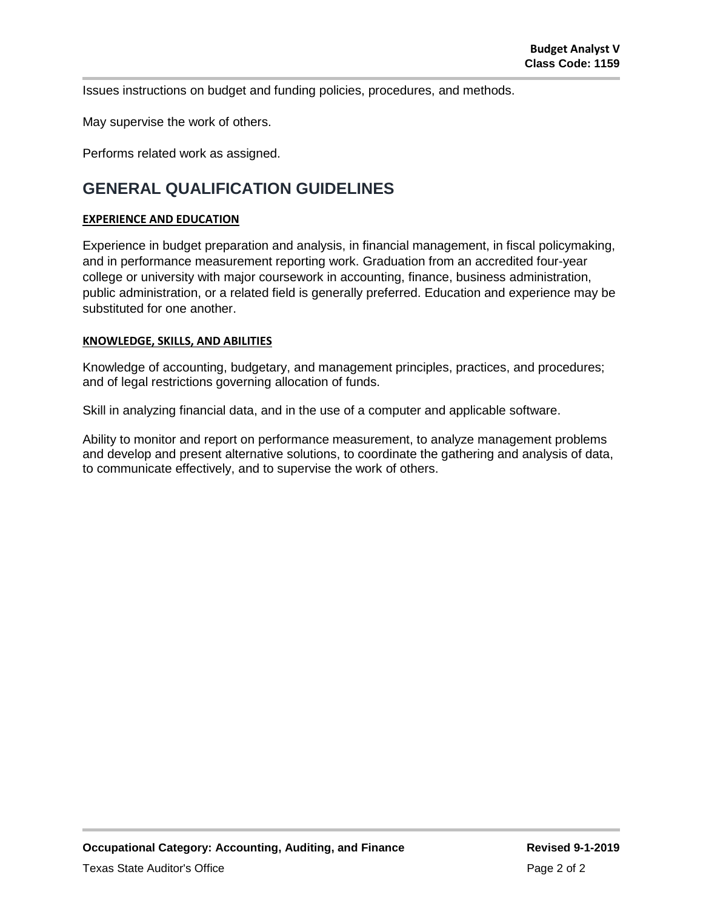Issues instructions on budget and funding policies, procedures, and methods.

May supervise the work of others.

Performs related work as assigned.

## GENERAL QUALIFICATION GUIDELINES

### EXPERIENCE AND EDUCATION

Experience in budget preparation and analysis, in financial management, in fiscal policymaking, and in performance measurement reporting work. Graduation from an accredited four-year college or university with major coursework in accounting, finance, business administration, public administration, or a related field is generally preferred. Education and experience may be substituted for one another.

### KNOWLEDGE, SKILLS, AND ABILITIES

Knowledge of accounting, budgetary, and management principles, practices, and procedures; and of legal restrictions governing allocation of funds.

Skill in analyzing financial data, and in the use of a computer and applicable software.

Ability to monitor and report on performance measurement, to analyze management problems and develop and present alternative solutions, to coordinate the gathering and analysis of data, to communicate effectively, and to supervise the work of others.